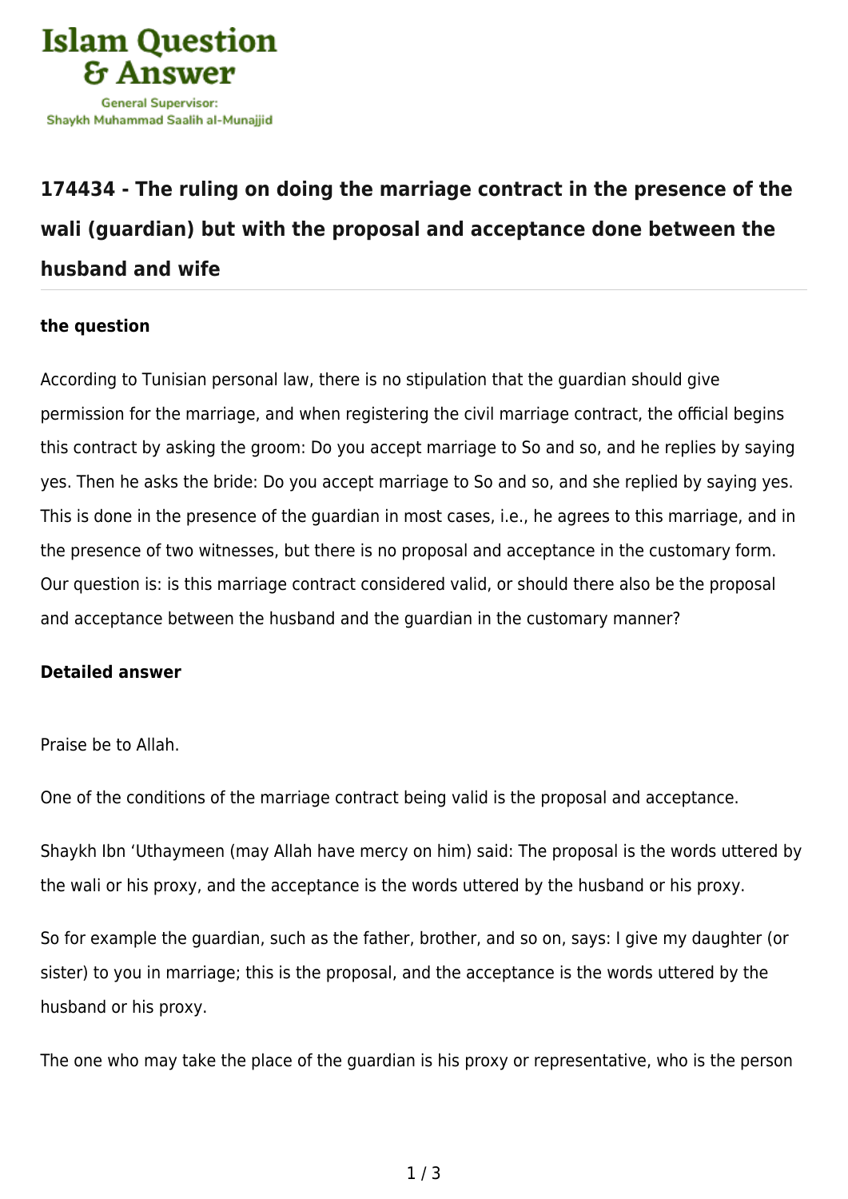Islam Question & Answer

General Supervisor:
Shaykh Muhammad Saalih al-Munajjid

## 174434 - The ruling on doing the marriage contract in the presence of the wali (guardian) but with the proposal and acceptance done between the husband and wife

### the question

According to Tunisian personal law, there is no stipulation that the guardian should give permission for the marriage, and when registering the civil marriage contract, the official begins this contract by asking the groom: Do you accept marriage to So and so, and he replies by saying yes. Then he asks the bride: Do you accept marriage to So and so, and she replied by saying yes. This is done in the presence of the guardian in most cases, i.e., he agrees to this marriage, and in the presence of two witnesses, but there is no proposal and acceptance in the customary form. Our question is: is this marriage contract considered valid, or should there also be the proposal and acceptance between the husband and the guardian in the customary manner?

### Detailed answer

Praise be to Allah.

One of the conditions of the marriage contract being valid is the proposal and acceptance.

Shaykh Ibn ‘Uthaymeen (may Allah have mercy on him) said: The proposal is the words uttered by the wali or his proxy, and the acceptance is the words uttered by the husband or his proxy.

So for example the guardian, such as the father, brother, and so on, says: I give my daughter (or sister) to you in marriage; this is the proposal, and the acceptance is the words uttered by the husband or his proxy.

The one who may take the place of the guardian is his proxy or representative, who is the person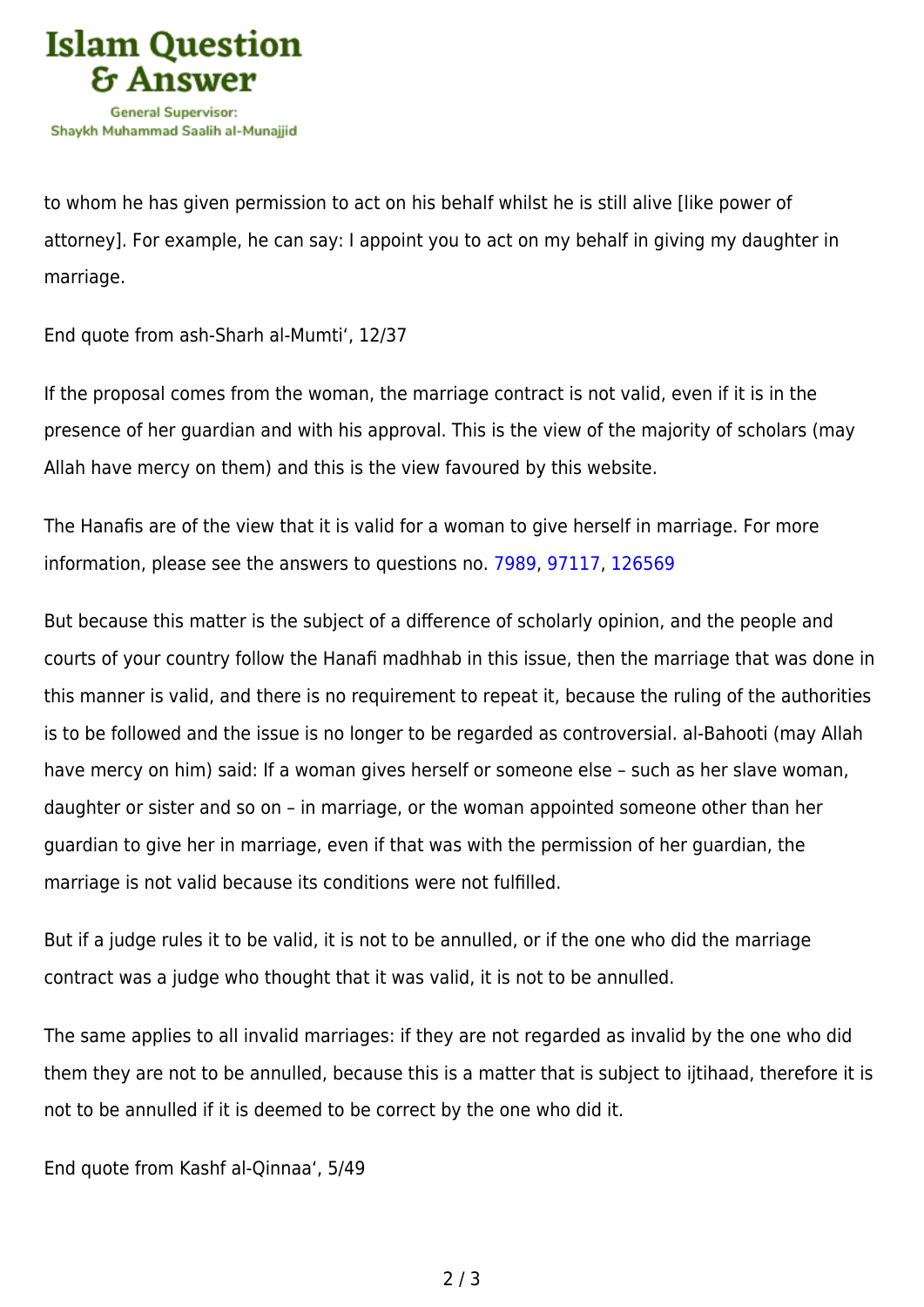to whom he has given permission to act on his behalf whilst he is still alive [like power of attorney]. For example, he can say: I appoint you to act on my behalf in giving my daughter in marriage.

End quote from ash-Sharh al-Mumti', 12/37

If the proposal comes from the woman, the marriage contract is not valid, even if it is in the presence of her guardian and with his approval. This is the view of the majority of scholars (may Allah have mercy on them) and this is the view favoured by this website.

The Hanafis are of the view that it is valid for a woman to give herself in marriage. For more information, please see the answers to questions no. 7989, 97117, 126569

But because this matter is the subject of a difference of scholarly opinion, and the people and courts of your country follow the Hanafi madhhab in this issue, then the marriage that was done in this manner is valid, and there is no requirement to repeat it, because the ruling of the authorities is to be followed and the issue is no longer to be regarded as controversial. al-Bahooti (may Allah have mercy on him) said: If a woman gives herself or someone else – such as her slave woman, daughter or sister and so on – in marriage, or the woman appointed someone other than her guardian to give her in marriage, even if that was with the permission of her guardian, the marriage is not valid because its conditions were not fulfilled.

But if a judge rules it to be valid, it is not to be annulled, or if the one who did the marriage contract was a judge who thought that it was valid, it is not to be annulled.

The same applies to all invalid marriages: if they are not regarded as invalid by the one who did them they are not to be annulled, because this is a matter that is subject to ijtihaad, therefore it is not to be annulled if it is deemed to be correct by the one who did it.

End quote from Kashf al-Qinnaa', 5/49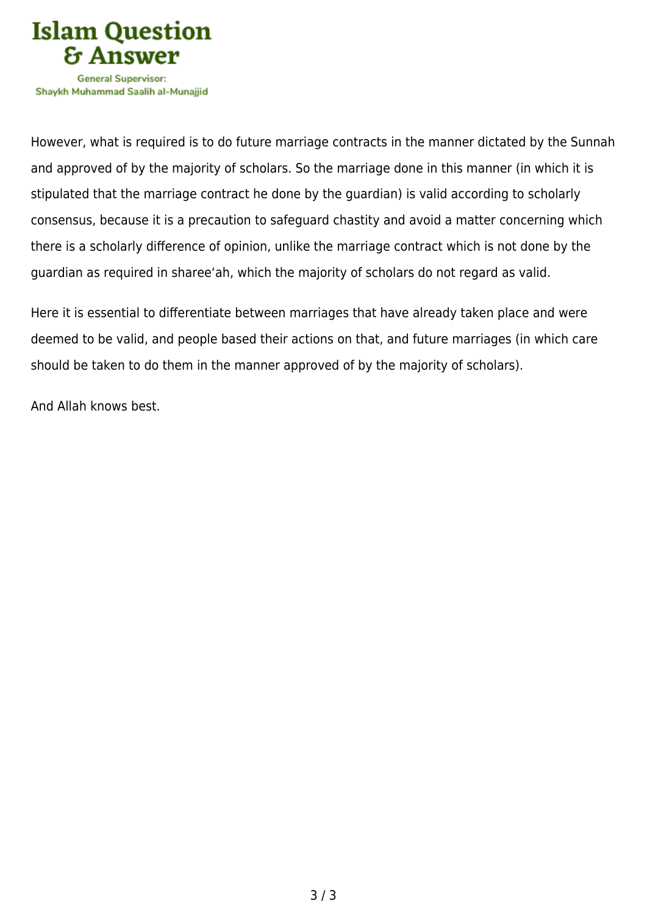However, what is required is to do future marriage contracts in the manner dictated by the Sunnah and approved of by the majority of scholars. So the marriage done in this manner (in which it is stipulated that the marriage contract he done by the guardian) is valid according to scholarly consensus, because it is a precaution to safeguard chastity and avoid a matter concerning which there is a scholarly difference of opinion, unlike the marriage contract which is not done by the guardian as required in sharee'ah, which the majority of scholars do not regard as valid.

Here it is essential to differentiate between marriages that have already taken place and were deemed to be valid, and people based their actions on that, and future marriages (in which care should be taken to do them in the manner approved of by the majority of scholars).

And Allah knows best.